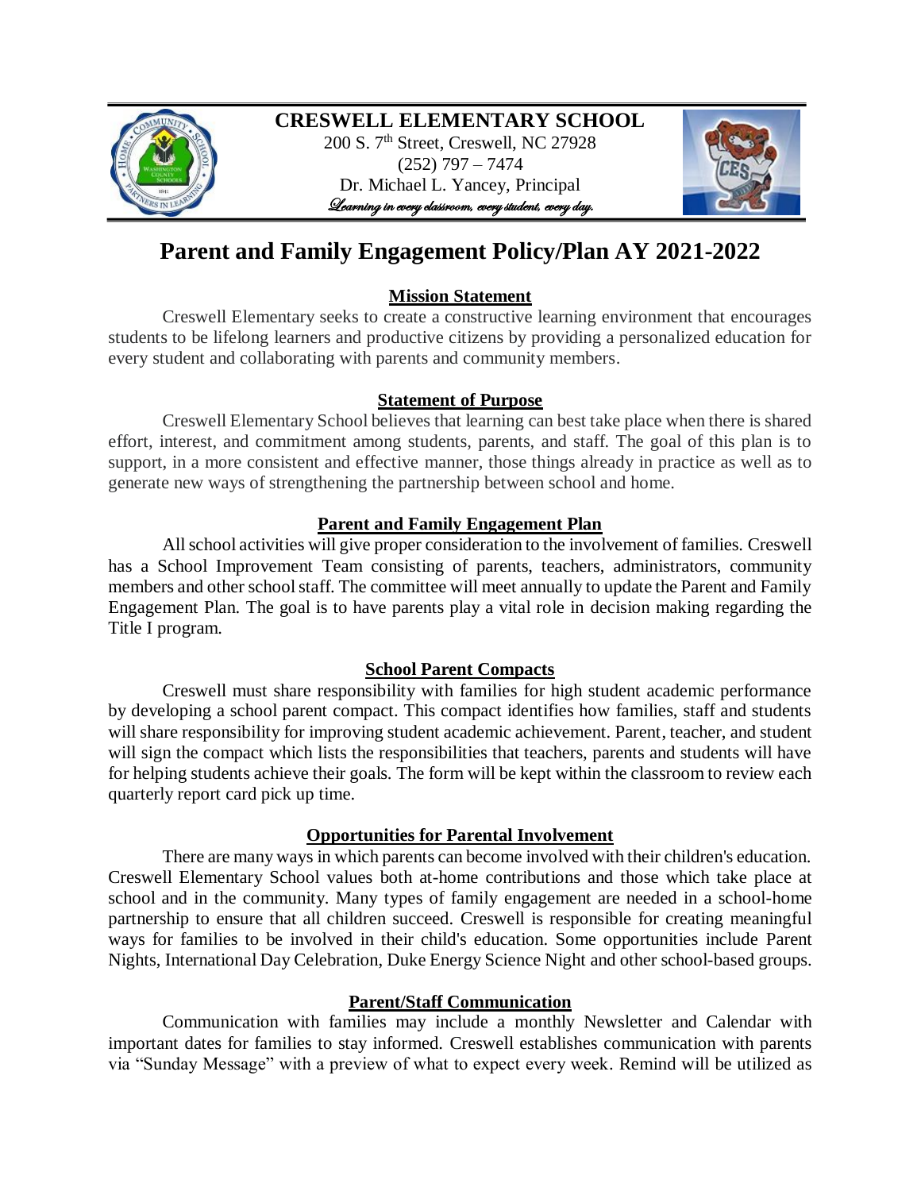**CRESWELL ELEMENTARY SCHOOL**
200 S. 7th Street, Creswell, NC 27928
(252) 797 – 7474
Dr. Michael L. Yancey, Principal
*Learning in every classroom, every student, every day.*

# Parent and Family Engagement Policy/Plan AY 2021-2022

## Mission Statement

Creswell Elementary seeks to create a constructive learning environment that encourages students to be lifelong learners and productive citizens by providing a personalized education for every student and collaborating with parents and community members.

## Statement of Purpose

Creswell Elementary School believes that learning can best take place when there is shared effort, interest, and commitment among students, parents, and staff. The goal of this plan is to support, in a more consistent and effective manner, those things already in practice as well as to generate new ways of strengthening the partnership between school and home.

## Parent and Family Engagement Plan

All school activities will give proper consideration to the involvement of families. Creswell has a School Improvement Team consisting of parents, teachers, administrators, community members and other school staff. The committee will meet annually to update the Parent and Family Engagement Plan. The goal is to have parents play a vital role in decision making regarding the Title I program.

## School Parent Compacts

Creswell must share responsibility with families for high student academic performance by developing a school parent compact. This compact identifies how families, staff and students will share responsibility for improving student academic achievement. Parent, teacher, and student will sign the compact which lists the responsibilities that teachers, parents and students will have for helping students achieve their goals. The form will be kept within the classroom to review each quarterly report card pick up time.

## Opportunities for Parental Involvement

There are many ways in which parents can become involved with their children's education. Creswell Elementary School values both at-home contributions and those which take place at school and in the community. Many types of family engagement are needed in a school-home partnership to ensure that all children succeed. Creswell is responsible for creating meaningful ways for families to be involved in their child's education. Some opportunities include Parent Nights, International Day Celebration, Duke Energy Science Night and other school-based groups.

## Parent/Staff Communication

Communication with families may include a monthly Newsletter and Calendar with important dates for families to stay informed. Creswell establishes communication with parents via "Sunday Message" with a preview of what to expect every week. Remind will be utilized as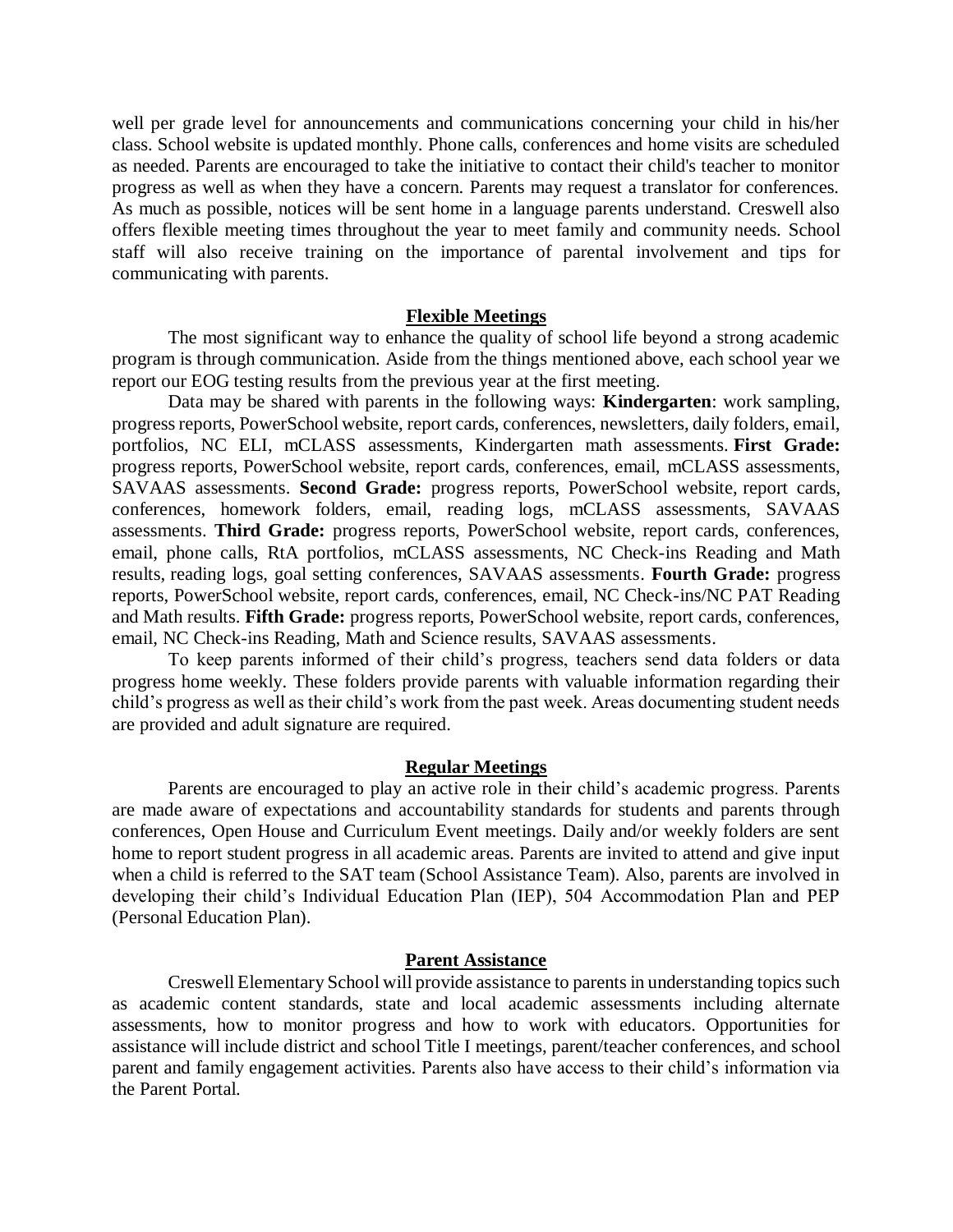well per grade level for announcements and communications concerning your child in his/her class. School website is updated monthly. Phone calls, conferences and home visits are scheduled as needed. Parents are encouraged to take the initiative to contact their child's teacher to monitor progress as well as when they have a concern. Parents may request a translator for conferences. As much as possible, notices will be sent home in a language parents understand. Creswell also offers flexible meeting times throughout the year to meet family and community needs. School staff will also receive training on the importance of parental involvement and tips for communicating with parents.

## Flexible Meetings

The most significant way to enhance the quality of school life beyond a strong academic program is through communication. Aside from the things mentioned above, each school year we report our EOG testing results from the previous year at the first meeting.

Data may be shared with parents in the following ways: **Kindergarten**: work sampling, progress reports, PowerSchool website, report cards, conferences, newsletters, daily folders, email, portfolios, NC ELI, mCLASS assessments, Kindergarten math assessments. **First Grade:** progress reports, PowerSchool website, report cards, conferences, email, mCLASS assessments, SAVAAS assessments. **Second Grade:** progress reports, PowerSchool website, report cards, conferences, homework folders, email, reading logs, mCLASS assessments, SAVAAS assessments. **Third Grade:** progress reports, PowerSchool website, report cards, conferences, email, phone calls, RtA portfolios, mCLASS assessments, NC Check-ins Reading and Math results, reading logs, goal setting conferences, SAVAAS assessments. **Fourth Grade:** progress reports, PowerSchool website, report cards, conferences, email, NC Check-ins/NC PAT Reading and Math results. **Fifth Grade:** progress reports, PowerSchool website, report cards, conferences, email, NC Check-ins Reading, Math and Science results, SAVAAS assessments.

To keep parents informed of their child's progress, teachers send data folders or data progress home weekly. These folders provide parents with valuable information regarding their child's progress as well as their child's work from the past week. Areas documenting student needs are provided and adult signature are required.

## Regular Meetings

Parents are encouraged to play an active role in their child's academic progress. Parents are made aware of expectations and accountability standards for students and parents through conferences, Open House and Curriculum Event meetings. Daily and/or weekly folders are sent home to report student progress in all academic areas. Parents are invited to attend and give input when a child is referred to the SAT team (School Assistance Team). Also, parents are involved in developing their child's Individual Education Plan (IEP), 504 Accommodation Plan and PEP (Personal Education Plan).

## Parent Assistance

Creswell Elementary School will provide assistance to parents in understanding topics such as academic content standards, state and local academic assessments including alternate assessments, how to monitor progress and how to work with educators. Opportunities for assistance will include district and school Title I meetings, parent/teacher conferences, and school parent and family engagement activities. Parents also have access to their child's information via the Parent Portal.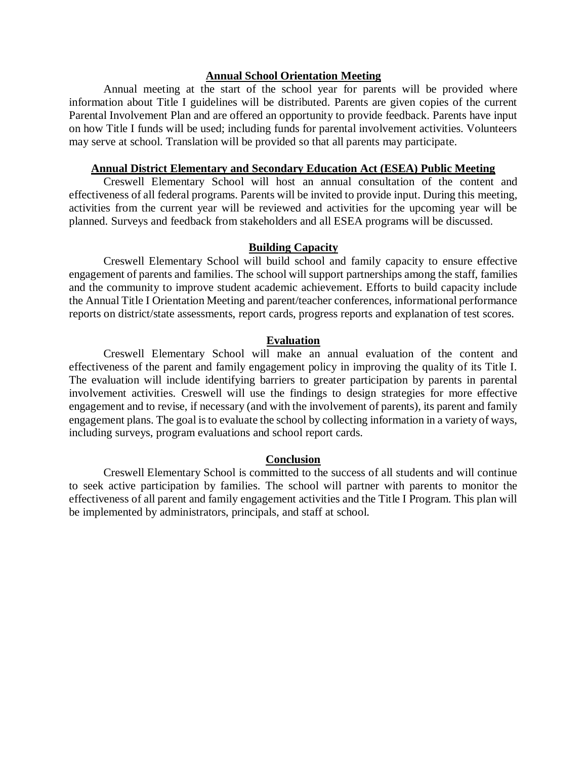## Annual School Orientation Meeting

Annual meeting at the start of the school year for parents will be provided where information about Title I guidelines will be distributed. Parents are given copies of the current Parental Involvement Plan and are offered an opportunity to provide feedback. Parents have input on how Title I funds will be used; including funds for parental involvement activities. Volunteers may serve at school. Translation will be provided so that all parents may participate.

## Annual District Elementary and Secondary Education Act (ESEA) Public Meeting

Creswell Elementary School will host an annual consultation of the content and effectiveness of all federal programs. Parents will be invited to provide input. During this meeting, activities from the current year will be reviewed and activities for the upcoming year will be planned. Surveys and feedback from stakeholders and all ESEA programs will be discussed.

## Building Capacity

Creswell Elementary School will build school and family capacity to ensure effective engagement of parents and families. The school will support partnerships among the staff, families and the community to improve student academic achievement. Efforts to build capacity include the Annual Title I Orientation Meeting and parent/teacher conferences, informational performance reports on district/state assessments, report cards, progress reports and explanation of test scores.

## Evaluation

Creswell Elementary School will make an annual evaluation of the content and effectiveness of the parent and family engagement policy in improving the quality of its Title I. The evaluation will include identifying barriers to greater participation by parents in parental involvement activities. Creswell will use the findings to design strategies for more effective engagement and to revise, if necessary (and with the involvement of parents), its parent and family engagement plans. The goal is to evaluate the school by collecting information in a variety of ways, including surveys, program evaluations and school report cards.

## Conclusion

Creswell Elementary School is committed to the success of all students and will continue to seek active participation by families. The school will partner with parents to monitor the effectiveness of all parent and family engagement activities and the Title I Program. This plan will be implemented by administrators, principals, and staff at school.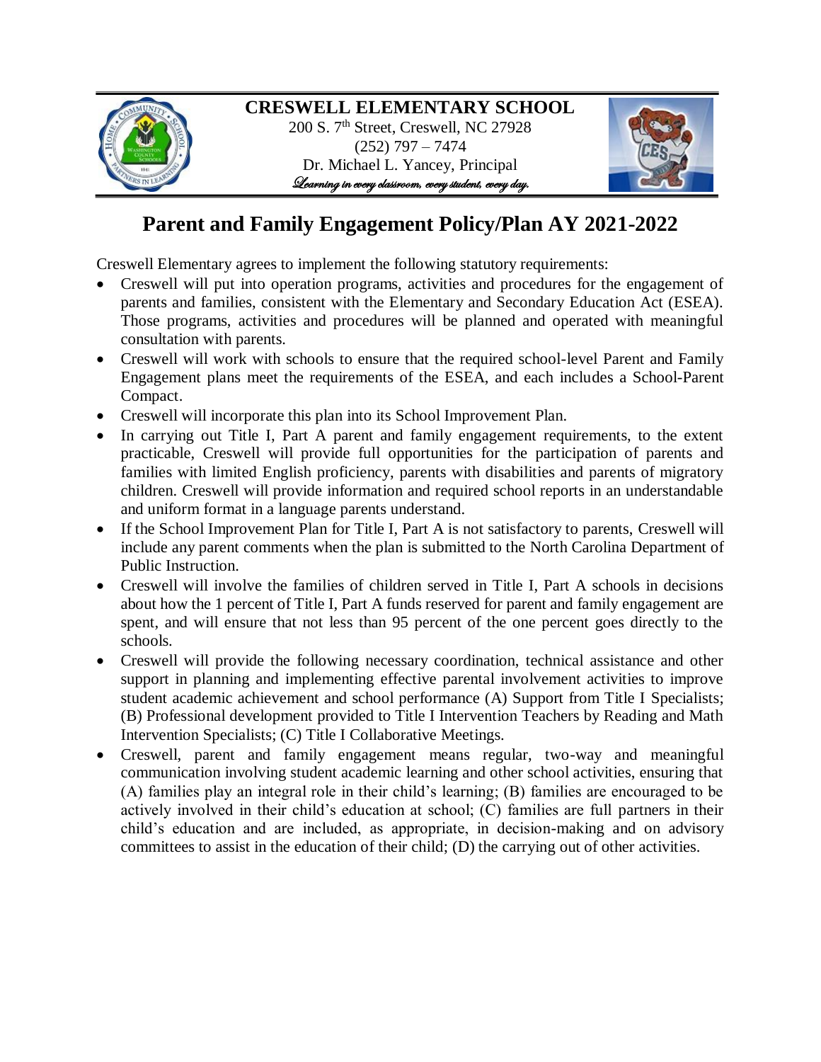**CRESWELL ELEMENTARY SCHOOL**
200 S. 7th Street, Creswell, NC 27928
(252) 797 – 7474
Dr. Michael L. Yancey, Principal
*Learning in every classroom, every student, every day.*

# Parent and Family Engagement Policy/Plan AY 2021-2022

Creswell Elementary agrees to implement the following statutory requirements:

- Creswell will put into operation programs, activities and procedures for the engagement of parents and families, consistent with the Elementary and Secondary Education Act (ESEA). Those programs, activities and procedures will be planned and operated with meaningful consultation with parents.
- Creswell will work with schools to ensure that the required school-level Parent and Family Engagement plans meet the requirements of the ESEA, and each includes a School-Parent Compact.
- Creswell will incorporate this plan into its School Improvement Plan.
- In carrying out Title I, Part A parent and family engagement requirements, to the extent practicable, Creswell will provide full opportunities for the participation of parents and families with limited English proficiency, parents with disabilities and parents of migratory children. Creswell will provide information and required school reports in an understandable and uniform format in a language parents understand.
- If the School Improvement Plan for Title I, Part A is not satisfactory to parents, Creswell will include any parent comments when the plan is submitted to the North Carolina Department of Public Instruction.
- Creswell will involve the families of children served in Title I, Part A schools in decisions about how the 1 percent of Title I, Part A funds reserved for parent and family engagement are spent, and will ensure that not less than 95 percent of the one percent goes directly to the schools.
- Creswell will provide the following necessary coordination, technical assistance and other support in planning and implementing effective parental involvement activities to improve student academic achievement and school performance (A) Support from Title I Specialists; (B) Professional development provided to Title I Intervention Teachers by Reading and Math Intervention Specialists; (C) Title I Collaborative Meetings.
- Creswell, parent and family engagement means regular, two-way and meaningful communication involving student academic learning and other school activities, ensuring that (A) families play an integral role in their child's learning; (B) families are encouraged to be actively involved in their child's education at school; (C) families are full partners in their child's education and are included, as appropriate, in decision-making and on advisory committees to assist in the education of their child; (D) the carrying out of other activities.